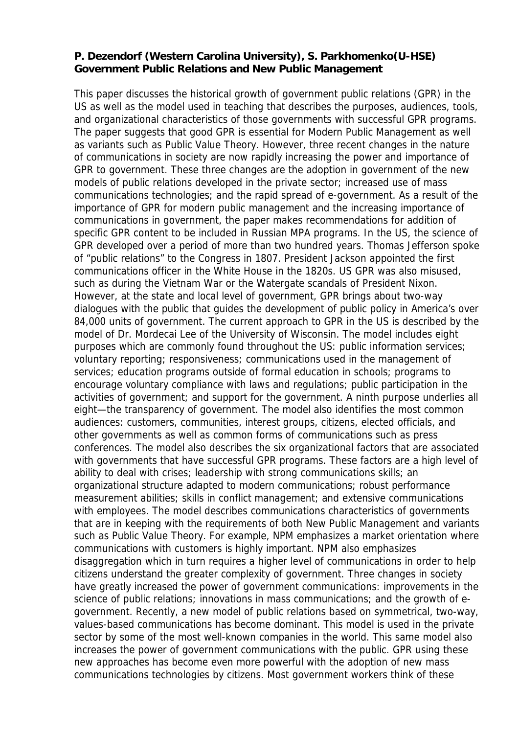**P. Dezendorf (Western Carolina University), S. Parkhomenko(U-HSE)**
**Government Public Relations and New Public Management**

This paper discusses the historical growth of government public relations (GPR) in the US as well as the model used in teaching that describes the purposes, audiences, tools, and organizational characteristics of those governments with successful GPR programs. The paper suggests that good GPR is essential for Modern Public Management as well as variants such as Public Value Theory. However, three recent changes in the nature of communications in society are now rapidly increasing the power and importance of GPR to government. These three changes are the adoption in government of the new models of public relations developed in the private sector; increased use of mass communications technologies; and the rapid spread of e-government. As a result of the importance of GPR for modern public management and the increasing importance of communications in government, the paper makes recommendations for addition of specific GPR content to be included in Russian MPA programs. In the US, the science of GPR developed over a period of more than two hundred years. Thomas Jefferson spoke of "public relations" to the Congress in 1807. President Jackson appointed the first communications officer in the White House in the 1820s. US GPR was also misused, such as during the Vietnam War or the Watergate scandals of President Nixon. However, at the state and local level of government, GPR brings about two-way dialogues with the public that guides the development of public policy in America's over 84,000 units of government. The current approach to GPR in the US is described by the model of Dr. Mordecai Lee of the University of Wisconsin. The model includes eight purposes which are commonly found throughout the US: public information services; voluntary reporting; responsiveness; communications used in the management of services; education programs outside of formal education in schools; programs to encourage voluntary compliance with laws and regulations; public participation in the activities of government; and support for the government. A ninth purpose underlies all eight—the transparency of government. The model also identifies the most common audiences: customers, communities, interest groups, citizens, elected officials, and other governments as well as common forms of communications such as press conferences. The model also describes the six organizational factors that are associated with governments that have successful GPR programs. These factors are a high level of ability to deal with crises; leadership with strong communications skills; an organizational structure adapted to modern communications; robust performance measurement abilities; skills in conflict management; and extensive communications with employees. The model describes communications characteristics of governments that are in keeping with the requirements of both New Public Management and variants such as Public Value Theory. For example, NPM emphasizes a market orientation where communications with customers is highly important. NPM also emphasizes disaggregation which in turn requires a higher level of communications in order to help citizens understand the greater complexity of government. Three changes in society have greatly increased the power of government communications: improvements in the science of public relations; innovations in mass communications; and the growth of e-government. Recently, a new model of public relations based on symmetrical, two-way, values-based communications has become dominant. This model is used in the private sector by some of the most well-known companies in the world. This same model also increases the power of government communications with the public. GPR using these new approaches has become even more powerful with the adoption of new mass communications technologies by citizens. Most government workers think of these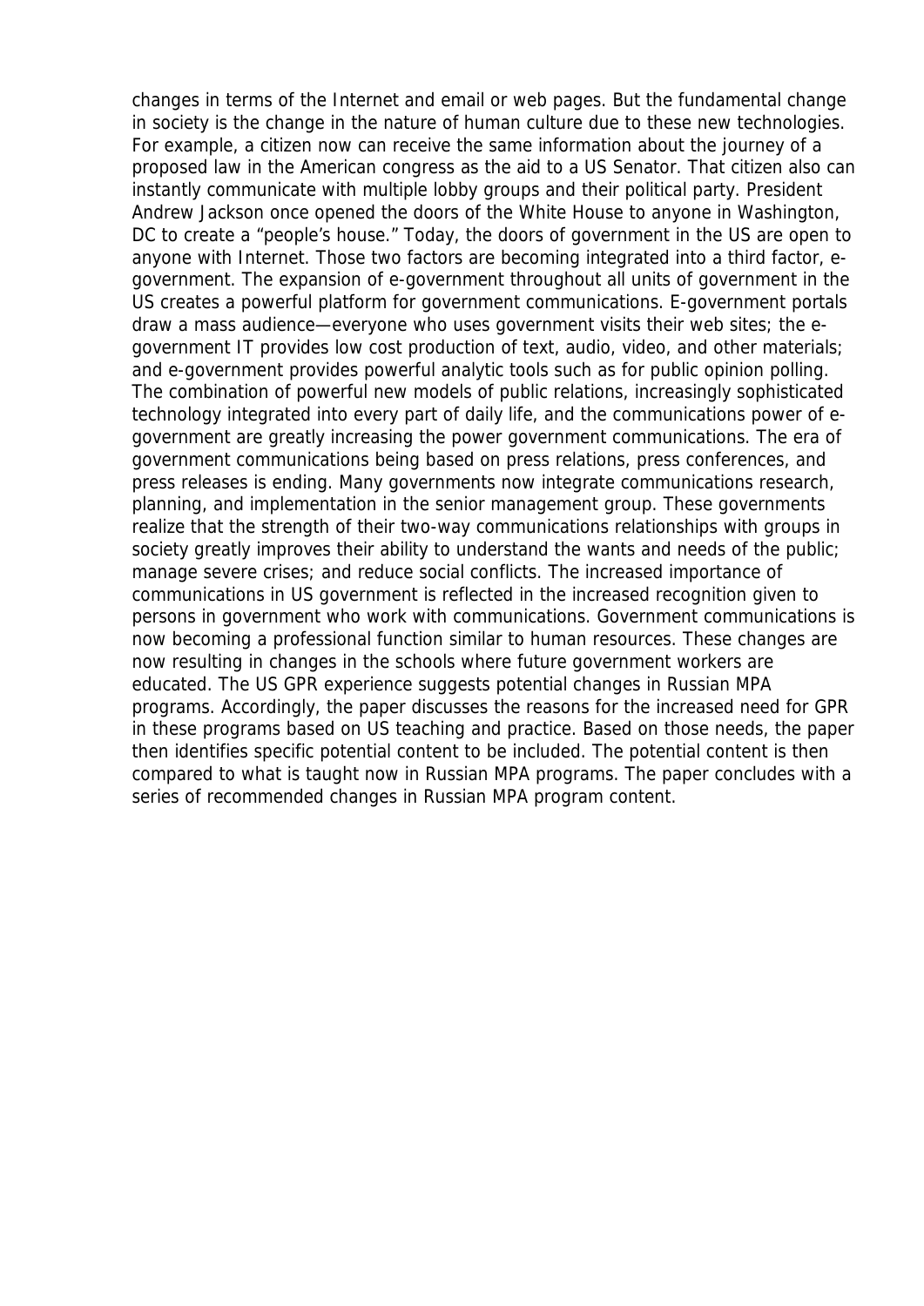changes in terms of the Internet and email or web pages. But the fundamental change in society is the change in the nature of human culture due to these new technologies. For example, a citizen now can receive the same information about the journey of a proposed law in the American congress as the aid to a US Senator. That citizen also can instantly communicate with multiple lobby groups and their political party. President Andrew Jackson once opened the doors of the White House to anyone in Washington, DC to create a "people's house." Today, the doors of government in the US are open to anyone with Internet. Those two factors are becoming integrated into a third factor, e-government. The expansion of e-government throughout all units of government in the US creates a powerful platform for government communications. E-government portals draw a mass audience—everyone who uses government visits their web sites; the e-government IT provides low cost production of text, audio, video, and other materials; and e-government provides powerful analytic tools such as for public opinion polling. The combination of powerful new models of public relations, increasingly sophisticated technology integrated into every part of daily life, and the communications power of e-government are greatly increasing the power government communications. The era of government communications being based on press relations, press conferences, and press releases is ending. Many governments now integrate communications research, planning, and implementation in the senior management group. These governments realize that the strength of their two-way communications relationships with groups in society greatly improves their ability to understand the wants and needs of the public; manage severe crises; and reduce social conflicts. The increased importance of communications in US government is reflected in the increased recognition given to persons in government who work with communications. Government communications is now becoming a professional function similar to human resources. These changes are now resulting in changes in the schools where future government workers are educated. The US GPR experience suggests potential changes in Russian MPA programs. Accordingly, the paper discusses the reasons for the increased need for GPR in these programs based on US teaching and practice. Based on those needs, the paper then identifies specific potential content to be included. The potential content is then compared to what is taught now in Russian MPA programs. The paper concludes with a series of recommended changes in Russian MPA program content.